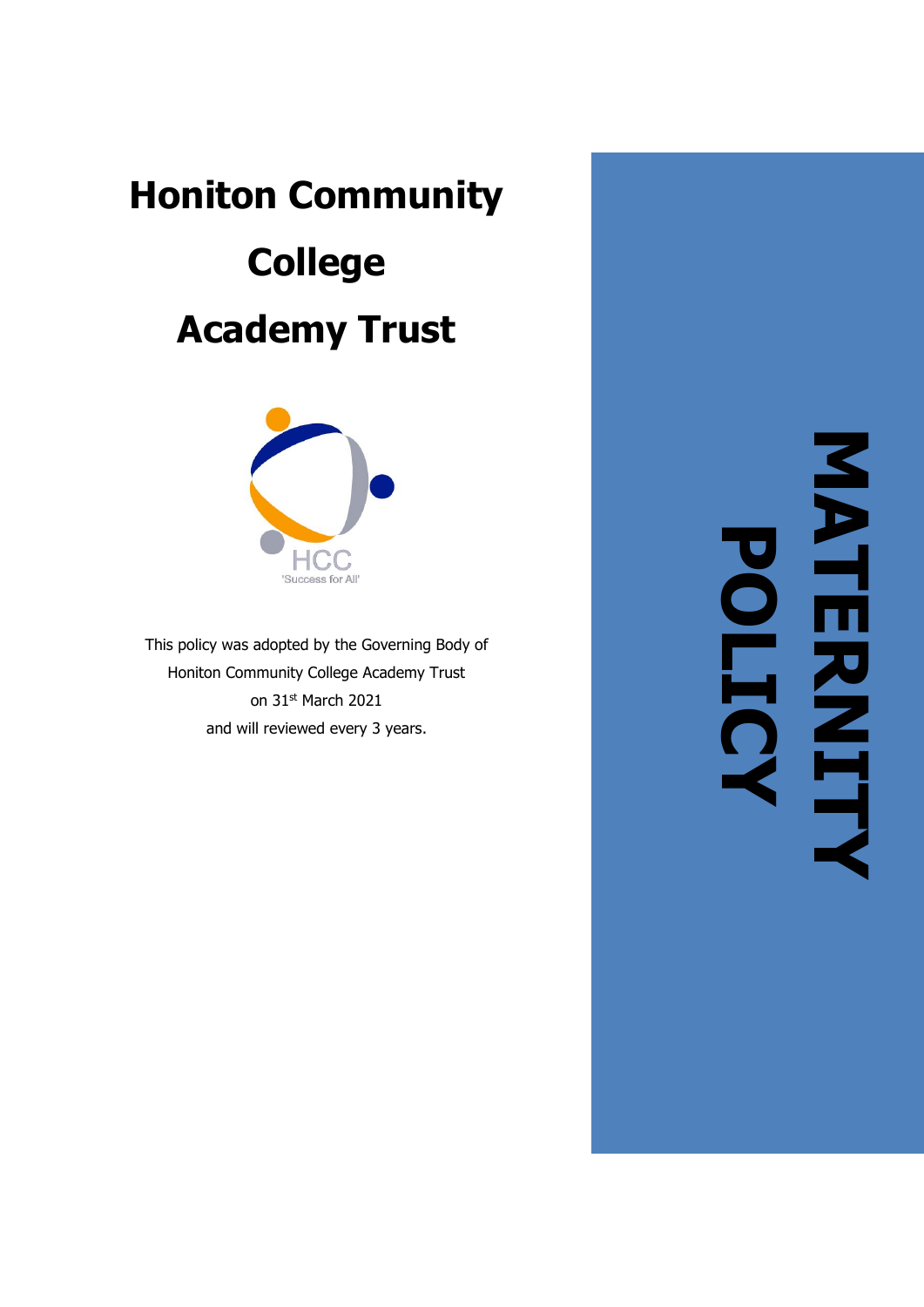# Honiton Community College Academy Trust

HCC
'Success for All'

This policy was adopted by the Governing Body of Honiton Community College Academy Trust on 31st March 2021 and will reviewed every 3 years.

# MATERNITY POLICY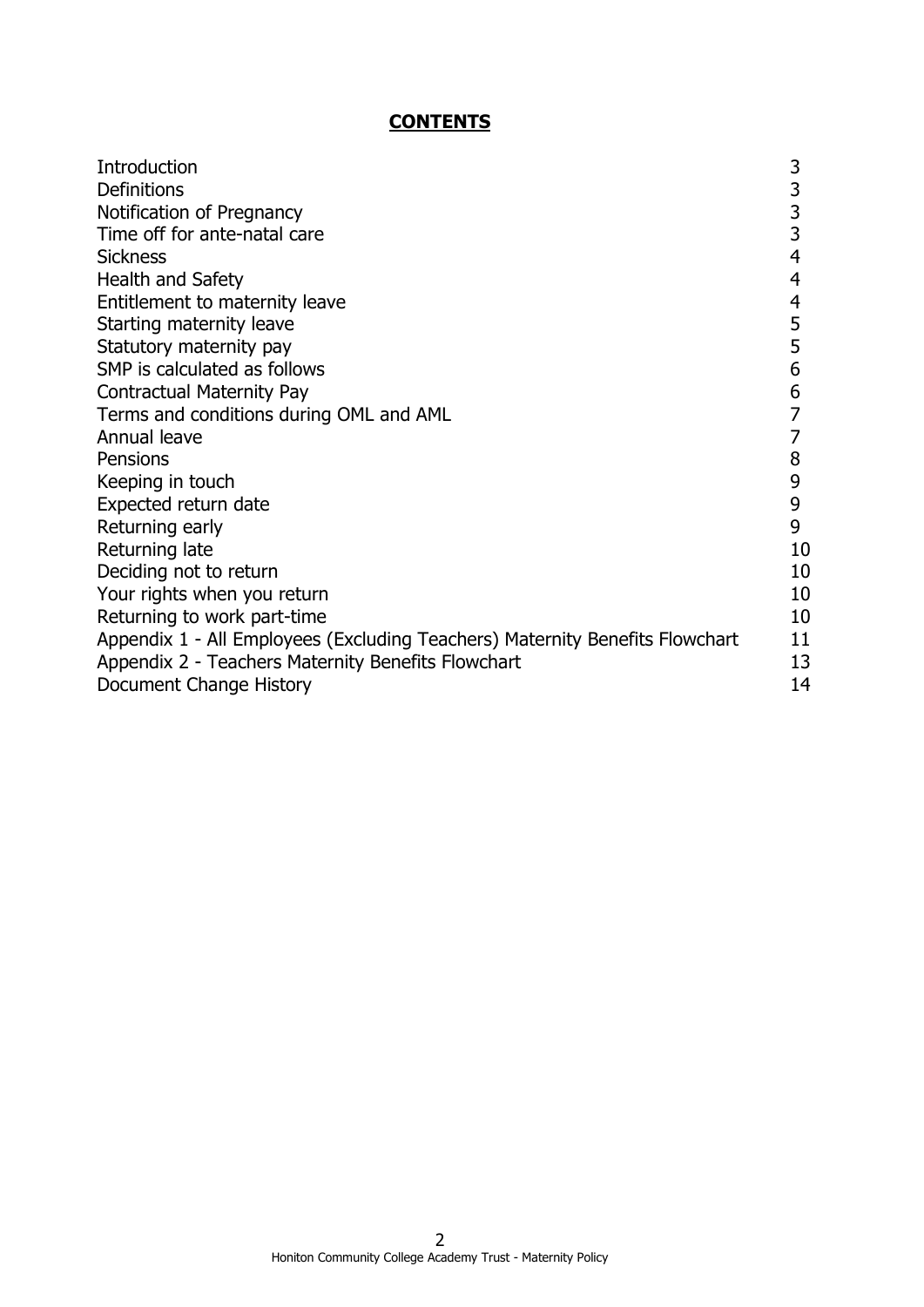## **CONTENTS**

| | |
|---|---|
| Introduction | 3 |
| Definitions | 3 |
| Notification of Pregnancy | 3 |
| Time off for ante-natal care | 3 |
| Sickness | 4 |
| Health and Safety | 4 |
| Entitlement to maternity leave | 4 |
| Starting maternity leave | 5 |
| Statutory maternity pay | 5 |
| SMP is calculated as follows | 6 |
| Contractual Maternity Pay | 6 |
| Terms and conditions during OML and AML | 7 |
| Annual leave | 7 |
| Pensions | 8 |
| Keeping in touch | 9 |
| Expected return date | 9 |
| Returning early | 9 |
| Returning late | 10 |
| Deciding not to return | 10 |
| Your rights when you return | 10 |
| Returning to work part-time | 10 |
| Appendix 1 - All Employees (Excluding Teachers) Maternity Benefits Flowchart | 11 |
| Appendix 2 - Teachers Maternity Benefits Flowchart | 13 |
| Document Change History | 14 |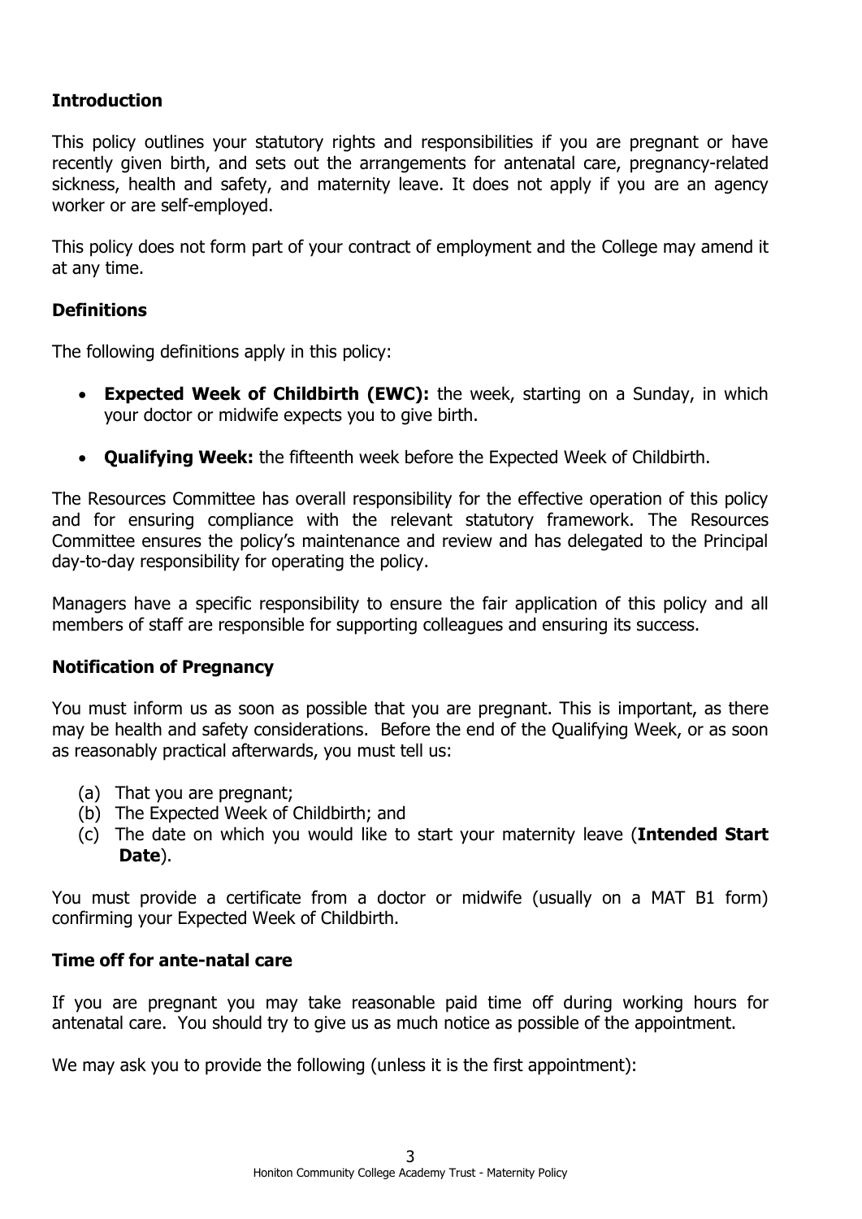## Introduction

This policy outlines your statutory rights and responsibilities if you are pregnant or have recently given birth, and sets out the arrangements for antenatal care, pregnancy-related sickness, health and safety, and maternity leave. It does not apply if you are an agency worker or are self-employed.

This policy does not form part of your contract of employment and the College may amend it at any time.

## Definitions

The following definitions apply in this policy:

- **Expected Week of Childbirth (EWC):** the week, starting on a Sunday, in which your doctor or midwife expects you to give birth.
- **Qualifying Week:** the fifteenth week before the Expected Week of Childbirth.

The Resources Committee has overall responsibility for the effective operation of this policy and for ensuring compliance with the relevant statutory framework. The Resources Committee ensures the policy's maintenance and review and has delegated to the Principal day-to-day responsibility for operating the policy.

Managers have a specific responsibility to ensure the fair application of this policy and all members of staff are responsible for supporting colleagues and ensuring its success.

## Notification of Pregnancy

You must inform us as soon as possible that you are pregnant. This is important, as there may be health and safety considerations. Before the end of the Qualifying Week, or as soon as reasonably practical afterwards, you must tell us:

(a) That you are pregnant;
(b) The Expected Week of Childbirth; and
(c) The date on which you would like to start your maternity leave (**Intended Start Date**).

You must provide a certificate from a doctor or midwife (usually on a MAT B1 form) confirming your Expected Week of Childbirth.

## Time off for ante-natal care

If you are pregnant you may take reasonable paid time off during working hours for antenatal care. You should try to give us as much notice as possible of the appointment.

We may ask you to provide the following (unless it is the first appointment):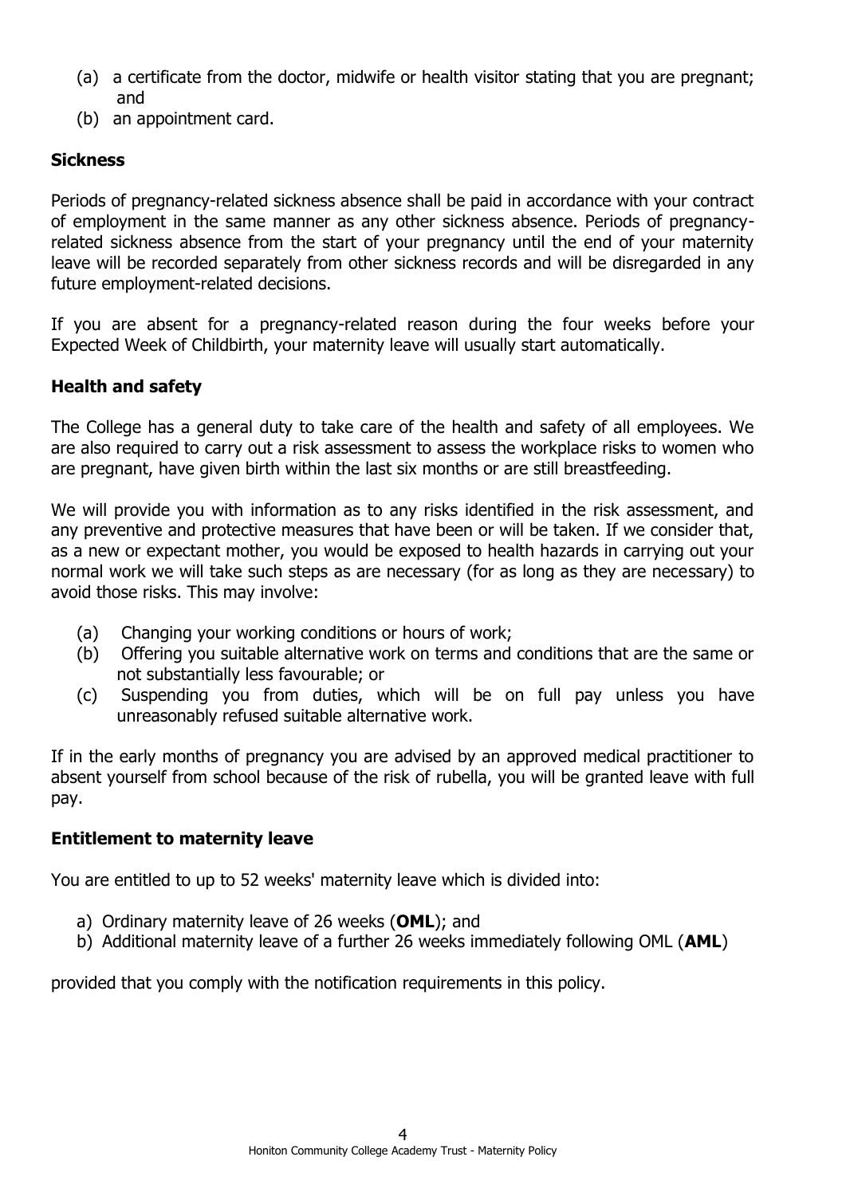(a) a certificate from the doctor, midwife or health visitor stating that you are pregnant; and
(b) an appointment card.

## Sickness

Periods of pregnancy-related sickness absence shall be paid in accordance with your contract of employment in the same manner as any other sickness absence. Periods of pregnancy-related sickness absence from the start of your pregnancy until the end of your maternity leave will be recorded separately from other sickness records and will be disregarded in any future employment-related decisions.

If you are absent for a pregnancy-related reason during the four weeks before your Expected Week of Childbirth, your maternity leave will usually start automatically.

## Health and safety

The College has a general duty to take care of the health and safety of all employees. We are also required to carry out a risk assessment to assess the workplace risks to women who are pregnant, have given birth within the last six months or are still breastfeeding.

We will provide you with information as to any risks identified in the risk assessment, and any preventive and protective measures that have been or will be taken. If we consider that, as a new or expectant mother, you would be exposed to health hazards in carrying out your normal work we will take such steps as are necessary (for as long as they are necessary) to avoid those risks. This may involve:

(a) Changing your working conditions or hours of work;
(b) Offering you suitable alternative work on terms and conditions that are the same or not substantially less favourable; or
(c) Suspending you from duties, which will be on full pay unless you have unreasonably refused suitable alternative work.

If in the early months of pregnancy you are advised by an approved medical practitioner to absent yourself from school because of the risk of rubella, you will be granted leave with full pay.

## Entitlement to maternity leave

You are entitled to up to 52 weeks' maternity leave which is divided into:

a) Ordinary maternity leave of 26 weeks (**OML**); and
b) Additional maternity leave of a further 26 weeks immediately following OML (**AML**)

provided that you comply with the notification requirements in this policy.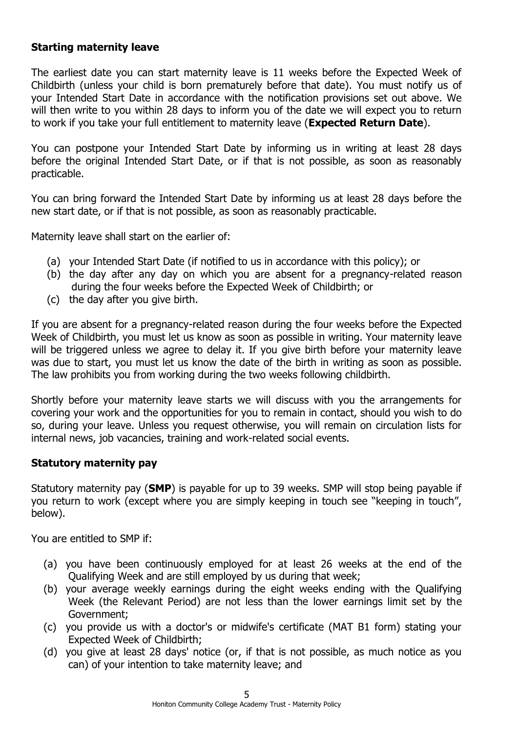**Starting maternity leave**

The earliest date you can start maternity leave is 11 weeks before the Expected Week of Childbirth (unless your child is born prematurely before that date). You must notify us of your Intended Start Date in accordance with the notification provisions set out above. We will then write to you within 28 days to inform you of the date we will expect you to return to work if you take your full entitlement to maternity leave (**Expected Return Date**).

You can postpone your Intended Start Date by informing us in writing at least 28 days before the original Intended Start Date, or if that is not possible, as soon as reasonably practicable.

You can bring forward the Intended Start Date by informing us at least 28 days before the new start date, or if that is not possible, as soon as reasonably practicable.

Maternity leave shall start on the earlier of:

(a) your Intended Start Date (if notified to us in accordance with this policy); or
(b) the day after any day on which you are absent for a pregnancy-related reason during the four weeks before the Expected Week of Childbirth; or
(c) the day after you give birth.

If you are absent for a pregnancy-related reason during the four weeks before the Expected Week of Childbirth, you must let us know as soon as possible in writing. Your maternity leave will be triggered unless we agree to delay it. If you give birth before your maternity leave was due to start, you must let us know the date of the birth in writing as soon as possible. The law prohibits you from working during the two weeks following childbirth.

Shortly before your maternity leave starts we will discuss with you the arrangements for covering your work and the opportunities for you to remain in contact, should you wish to do so, during your leave. Unless you request otherwise, you will remain on circulation lists for internal news, job vacancies, training and work-related social events.

**Statutory maternity pay**

Statutory maternity pay (**SMP**) is payable for up to 39 weeks. SMP will stop being payable if you return to work (except where you are simply keeping in touch see "keeping in touch", below).

You are entitled to SMP if:

(a) you have been continuously employed for at least 26 weeks at the end of the Qualifying Week and are still employed by us during that week;
(b) your average weekly earnings during the eight weeks ending with the Qualifying Week (the Relevant Period) are not less than the lower earnings limit set by the Government;
(c) you provide us with a doctor's or midwife's certificate (MAT B1 form) stating your Expected Week of Childbirth;
(d) you give at least 28 days' notice (or, if that is not possible, as much notice as you can) of your intention to take maternity leave; and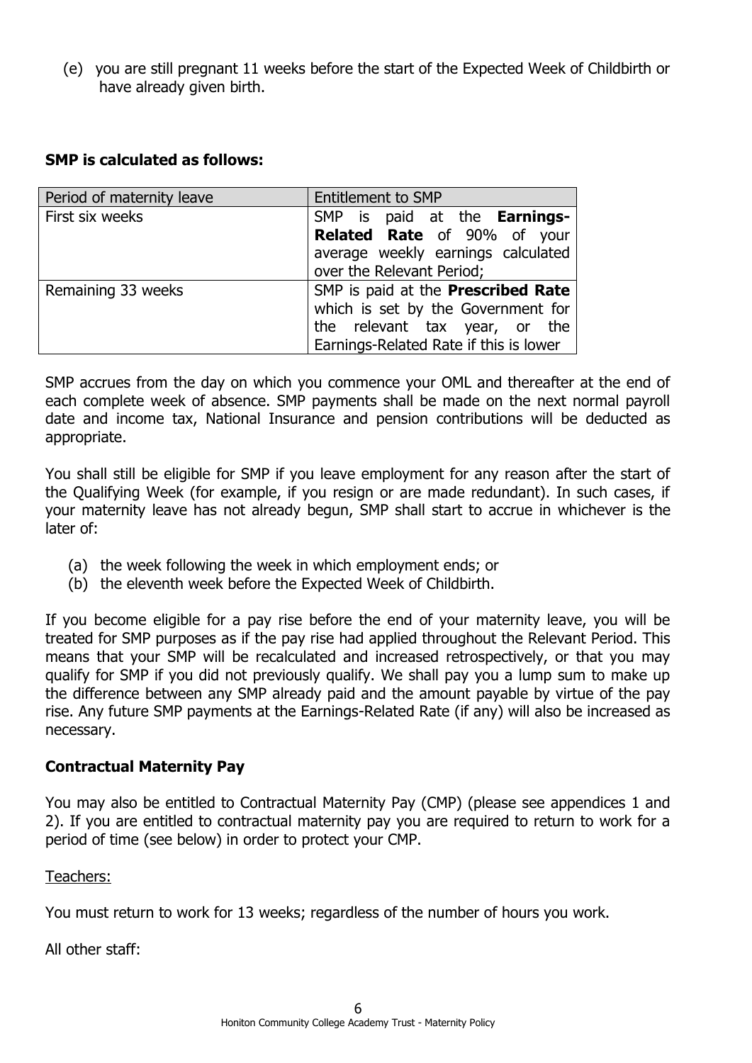(e) you are still pregnant 11 weeks before the start of the Expected Week of Childbirth or have already given birth.

**SMP is calculated as follows:**

| Period of maternity leave | Entitlement to SMP |
| --- | --- |
| First six weeks | SMP is paid at the **Earnings-Related Rate** of 90% of your average weekly earnings calculated over the Relevant Period; |
| Remaining 33 weeks | SMP is paid at the **Prescribed Rate** which is set by the Government for the relevant tax year, or the Earnings-Related Rate if this is lower |

SMP accrues from the day on which you commence your OML and thereafter at the end of each complete week of absence. SMP payments shall be made on the next normal payroll date and income tax, National Insurance and pension contributions will be deducted as appropriate.

You shall still be eligible for SMP if you leave employment for any reason after the start of the Qualifying Week (for example, if you resign or are made redundant). In such cases, if your maternity leave has not already begun, SMP shall start to accrue in whichever is the later of:

(a) the week following the week in which employment ends; or
(b) the eleventh week before the Expected Week of Childbirth.

If you become eligible for a pay rise before the end of your maternity leave, you will be treated for SMP purposes as if the pay rise had applied throughout the Relevant Period. This means that your SMP will be recalculated and increased retrospectively, or that you may qualify for SMP if you did not previously qualify. We shall pay you a lump sum to make up the difference between any SMP already paid and the amount payable by virtue of the pay rise. Any future SMP payments at the Earnings-Related Rate (if any) will also be increased as necessary.

## Contractual Maternity Pay

You may also be entitled to Contractual Maternity Pay (CMP) (please see appendices 1 and 2). If you are entitled to contractual maternity pay you are required to return to work for a period of time (see below) in order to protect your CMP.

Teachers:

You must return to work for 13 weeks; regardless of the number of hours you work.

All other staff: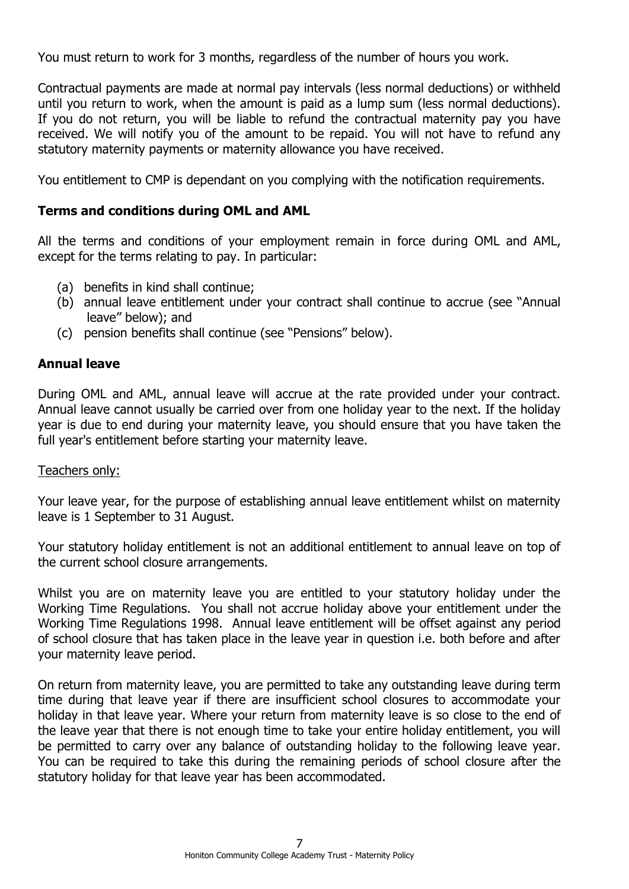You must return to work for 3 months, regardless of the number of hours you work.

Contractual payments are made at normal pay intervals (less normal deductions) or withheld until you return to work, when the amount is paid as a lump sum (less normal deductions). If you do not return, you will be liable to refund the contractual maternity pay you have received. We will notify you of the amount to be repaid. You will not have to refund any statutory maternity payments or maternity allowance you have received.

You entitlement to CMP is dependant on you complying with the notification requirements.

### Terms and conditions during OML and AML

All the terms and conditions of your employment remain in force during OML and AML, except for the terms relating to pay. In particular:

(a) benefits in kind shall continue;
(b) annual leave entitlement under your contract shall continue to accrue (see "Annual leave" below); and
(c) pension benefits shall continue (see "Pensions" below).

### Annual leave

During OML and AML, annual leave will accrue at the rate provided under your contract. Annual leave cannot usually be carried over from one holiday year to the next. If the holiday year is due to end during your maternity leave, you should ensure that you have taken the full year's entitlement before starting your maternity leave.

Teachers only:

Your leave year, for the purpose of establishing annual leave entitlement whilst on maternity leave is 1 September to 31 August.

Your statutory holiday entitlement is not an additional entitlement to annual leave on top of the current school closure arrangements.

Whilst you are on maternity leave you are entitled to your statutory holiday under the Working Time Regulations. You shall not accrue holiday above your entitlement under the Working Time Regulations 1998. Annual leave entitlement will be offset against any period of school closure that has taken place in the leave year in question i.e. both before and after your maternity leave period.

On return from maternity leave, you are permitted to take any outstanding leave during term time during that leave year if there are insufficient school closures to accommodate your holiday in that leave year. Where your return from maternity leave is so close to the end of the leave year that there is not enough time to take your entire holiday entitlement, you will be permitted to carry over any balance of outstanding holiday to the following leave year. You can be required to take this during the remaining periods of school closure after the statutory holiday for that leave year has been accommodated.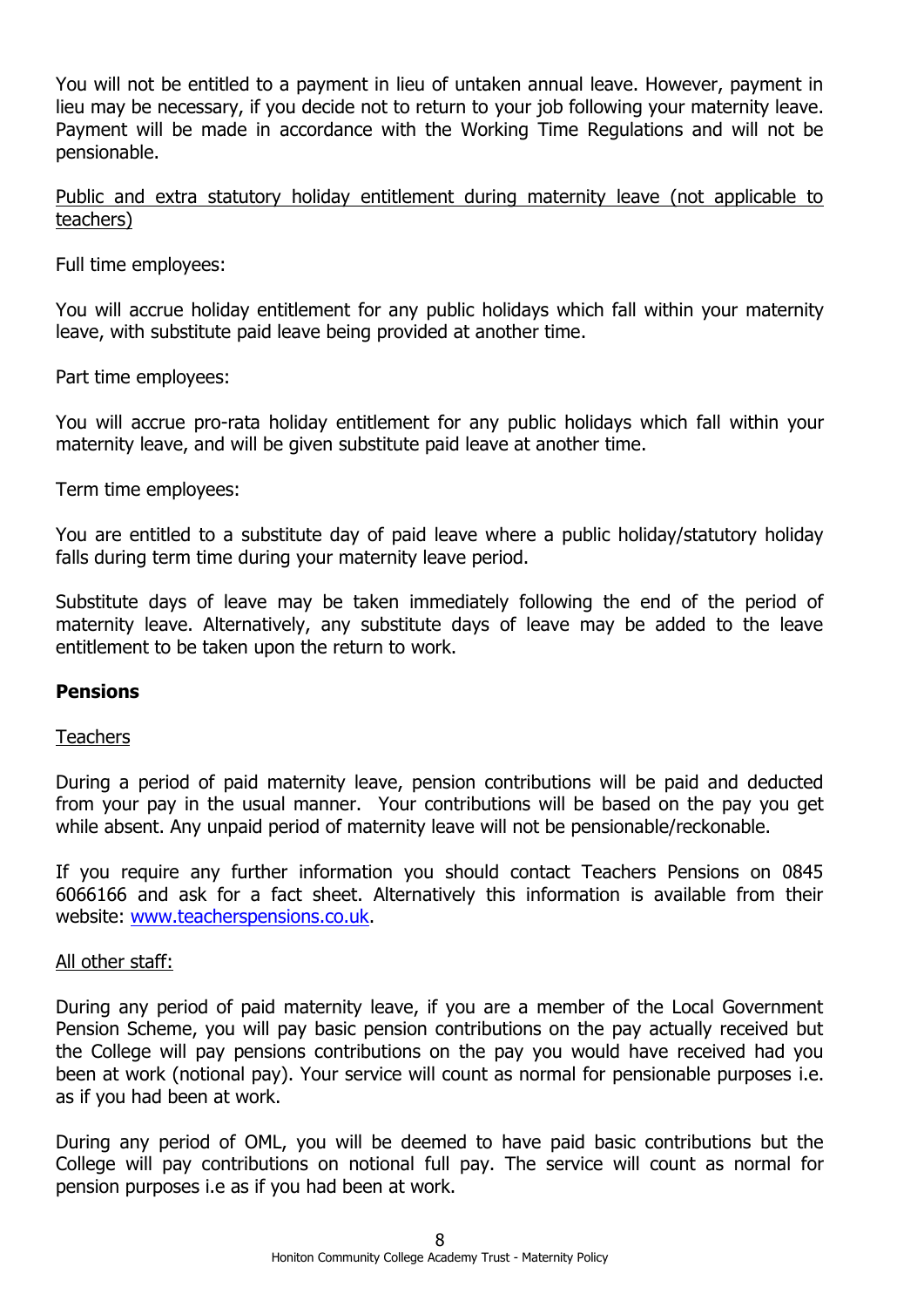You will not be entitled to a payment in lieu of untaken annual leave. However, payment in lieu may be necessary, if you decide not to return to your job following your maternity leave. Payment will be made in accordance with the Working Time Regulations and will not be pensionable.

Public and extra statutory holiday entitlement during maternity leave (not applicable to teachers)

Full time employees:

You will accrue holiday entitlement for any public holidays which fall within your maternity leave, with substitute paid leave being provided at another time.

Part time employees:

You will accrue pro-rata holiday entitlement for any public holidays which fall within your maternity leave, and will be given substitute paid leave at another time.

Term time employees:

You are entitled to a substitute day of paid leave where a public holiday/statutory holiday falls during term time during your maternity leave period.

Substitute days of leave may be taken immediately following the end of the period of maternity leave. Alternatively, any substitute days of leave may be added to the leave entitlement to be taken upon the return to work.

**Pensions**

Teachers

During a period of paid maternity leave, pension contributions will be paid and deducted from your pay in the usual manner. Your contributions will be based on the pay you get while absent. Any unpaid period of maternity leave will not be pensionable/reckonable.

If you require any further information you should contact Teachers Pensions on 0845 6066166 and ask for a fact sheet. Alternatively this information is available from their website: [www.teacherspensions.co.uk](http://www.teacherspensions.co.uk).

All other staff:

During any period of paid maternity leave, if you are a member of the Local Government Pension Scheme, you will pay basic pension contributions on the pay actually received but the College will pay pensions contributions on the pay you would have received had you been at work (notional pay). Your service will count as normal for pensionable purposes i.e. as if you had been at work.

During any period of OML, you will be deemed to have paid basic contributions but the College will pay contributions on notional full pay. The service will count as normal for pension purposes i.e as if you had been at work.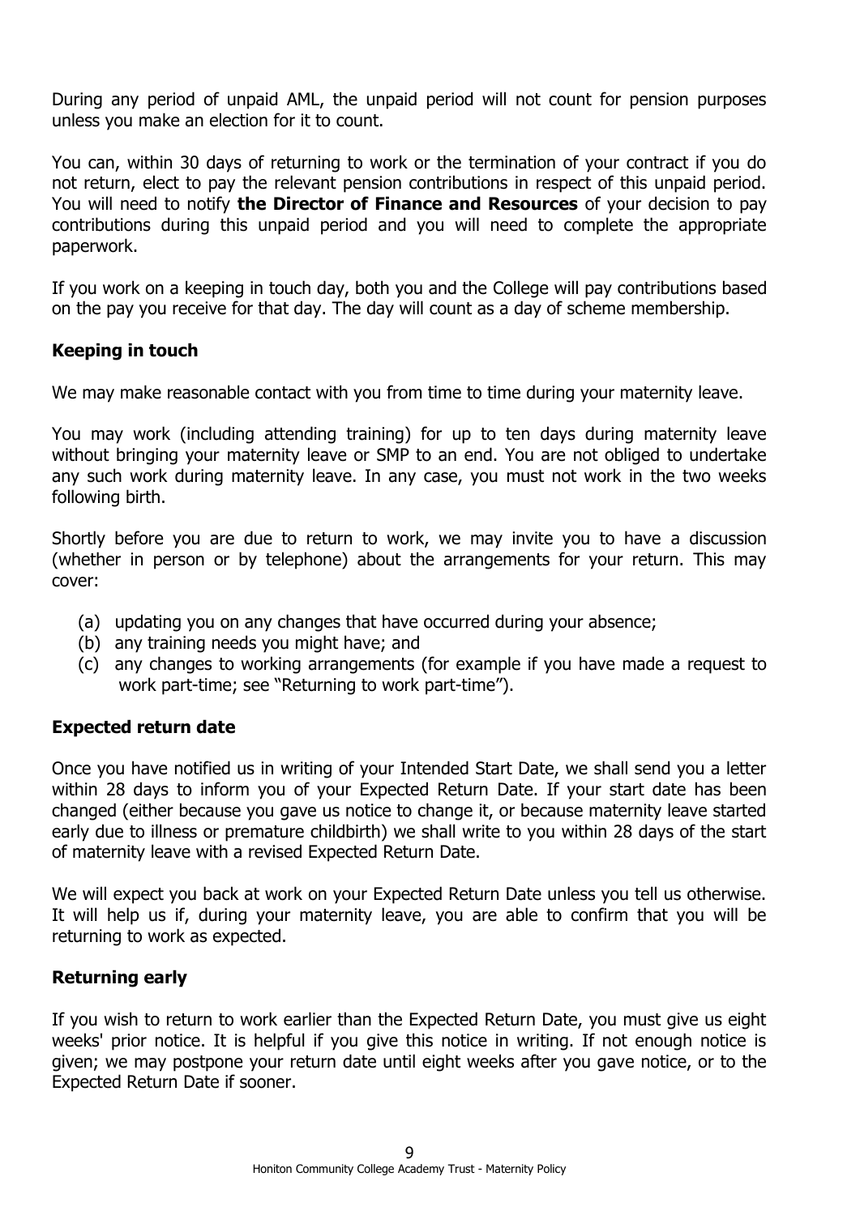During any period of unpaid AML, the unpaid period will not count for pension purposes unless you make an election for it to count.

You can, within 30 days of returning to work or the termination of your contract if you do not return, elect to pay the relevant pension contributions in respect of this unpaid period. You will need to notify **the Director of Finance and Resources** of your decision to pay contributions during this unpaid period and you will need to complete the appropriate paperwork.

If you work on a keeping in touch day, both you and the College will pay contributions based on the pay you receive for that day. The day will count as a day of scheme membership.

**Keeping in touch**

We may make reasonable contact with you from time to time during your maternity leave.

You may work (including attending training) for up to ten days during maternity leave without bringing your maternity leave or SMP to an end. You are not obliged to undertake any such work during maternity leave. In any case, you must not work in the two weeks following birth.

Shortly before you are due to return to work, we may invite you to have a discussion (whether in person or by telephone) about the arrangements for your return. This may cover:

(a) updating you on any changes that have occurred during your absence;
(b) any training needs you might have; and
(c) any changes to working arrangements (for example if you have made a request to work part-time; see "Returning to work part-time").

**Expected return date**

Once you have notified us in writing of your Intended Start Date, we shall send you a letter within 28 days to inform you of your Expected Return Date. If your start date has been changed (either because you gave us notice to change it, or because maternity leave started early due to illness or premature childbirth) we shall write to you within 28 days of the start of maternity leave with a revised Expected Return Date.

We will expect you back at work on your Expected Return Date unless you tell us otherwise. It will help us if, during your maternity leave, you are able to confirm that you will be returning to work as expected.

**Returning early**

If you wish to return to work earlier than the Expected Return Date, you must give us eight weeks' prior notice. It is helpful if you give this notice in writing. If not enough notice is given; we may postpone your return date until eight weeks after you gave notice, or to the Expected Return Date if sooner.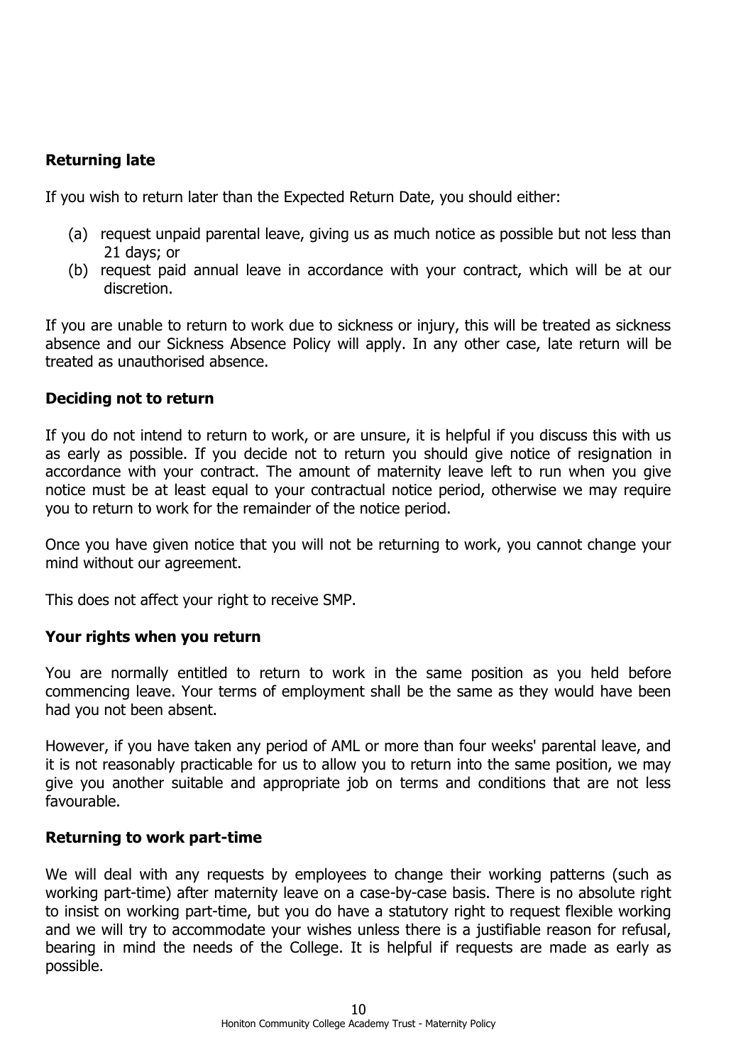**Returning late**

If you wish to return later than the Expected Return Date, you should either:

(a) request unpaid parental leave, giving us as much notice as possible but not less than 21 days; or
(b) request paid annual leave in accordance with your contract, which will be at our discretion.

If you are unable to return to work due to sickness or injury, this will be treated as sickness absence and our Sickness Absence Policy will apply. In any other case, late return will be treated as unauthorised absence.

**Deciding not to return**

If you do not intend to return to work, or are unsure, it is helpful if you discuss this with us as early as possible. If you decide not to return you should give notice of resignation in accordance with your contract. The amount of maternity leave left to run when you give notice must be at least equal to your contractual notice period, otherwise we may require you to return to work for the remainder of the notice period.

Once you have given notice that you will not be returning to work, you cannot change your mind without our agreement.

This does not affect your right to receive SMP.

**Your rights when you return**

You are normally entitled to return to work in the same position as you held before commencing leave. Your terms of employment shall be the same as they would have been had you not been absent.

However, if you have taken any period of AML or more than four weeks' parental leave, and it is not reasonably practicable for us to allow you to return into the same position, we may give you another suitable and appropriate job on terms and conditions that are not less favourable.

**Returning to work part-time**

We will deal with any requests by employees to change their working patterns (such as working part-time) after maternity leave on a case-by-case basis. There is no absolute right to insist on working part-time, but you do have a statutory right to request flexible working and we will try to accommodate your wishes unless there is a justifiable reason for refusal, bearing in mind the needs of the College. It is helpful if requests are made as early as possible.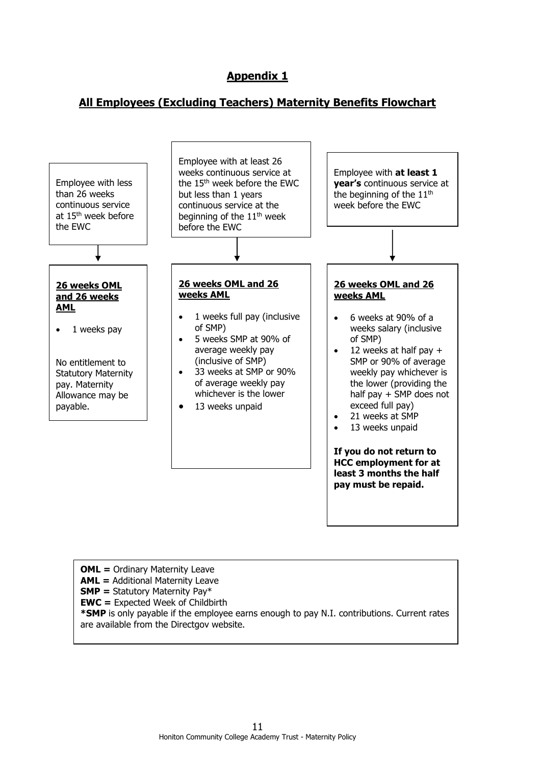## Appendix 1

## All Employees (Excluding Teachers) Maternity Benefits Flowchart

Employee with less than 26 weeks continuous service at 15th week before the EWC

↓

**26 weeks OML and 26 weeks AML**

- 1 weeks pay

No entitlement to Statutory Maternity pay. Maternity Allowance may be payable.

Employee with at least 26 weeks continuous service at the 15th week before the EWC but less than 1 years continuous service at the beginning of the 11th week before the EWC

↓

**26 weeks OML and 26 weeks AML**

- 1 weeks full pay (inclusive of SMP)
- 5 weeks SMP at 90% of average weekly pay (inclusive of SMP)
- 33 weeks at SMP or 90% of average weekly pay whichever is the lower
- 13 weeks unpaid

Employee with **at least 1 year's** continuous service at the beginning of the 11th week before the EWC

↓

**26 weeks OML and 26 weeks AML**

- 6 weeks at 90% of a weeks salary (inclusive of SMP)
- 12 weeks at half pay + SMP or 90% of average weekly pay whichever is the lower (providing the half pay + SMP does not exceed full pay)
- 21 weeks at SMP
- 13 weeks unpaid

**If you do not return to HCC employment for at least 3 months the half pay must be repaid.**

**OML =** Ordinary Maternity Leave
**AML =** Additional Maternity Leave
**SMP =** Statutory Maternity Pay*
**EWC =** Expected Week of Childbirth
***SMP** is only payable if the employee earns enough to pay N.I. contributions. Current rates are available from the Directgov website.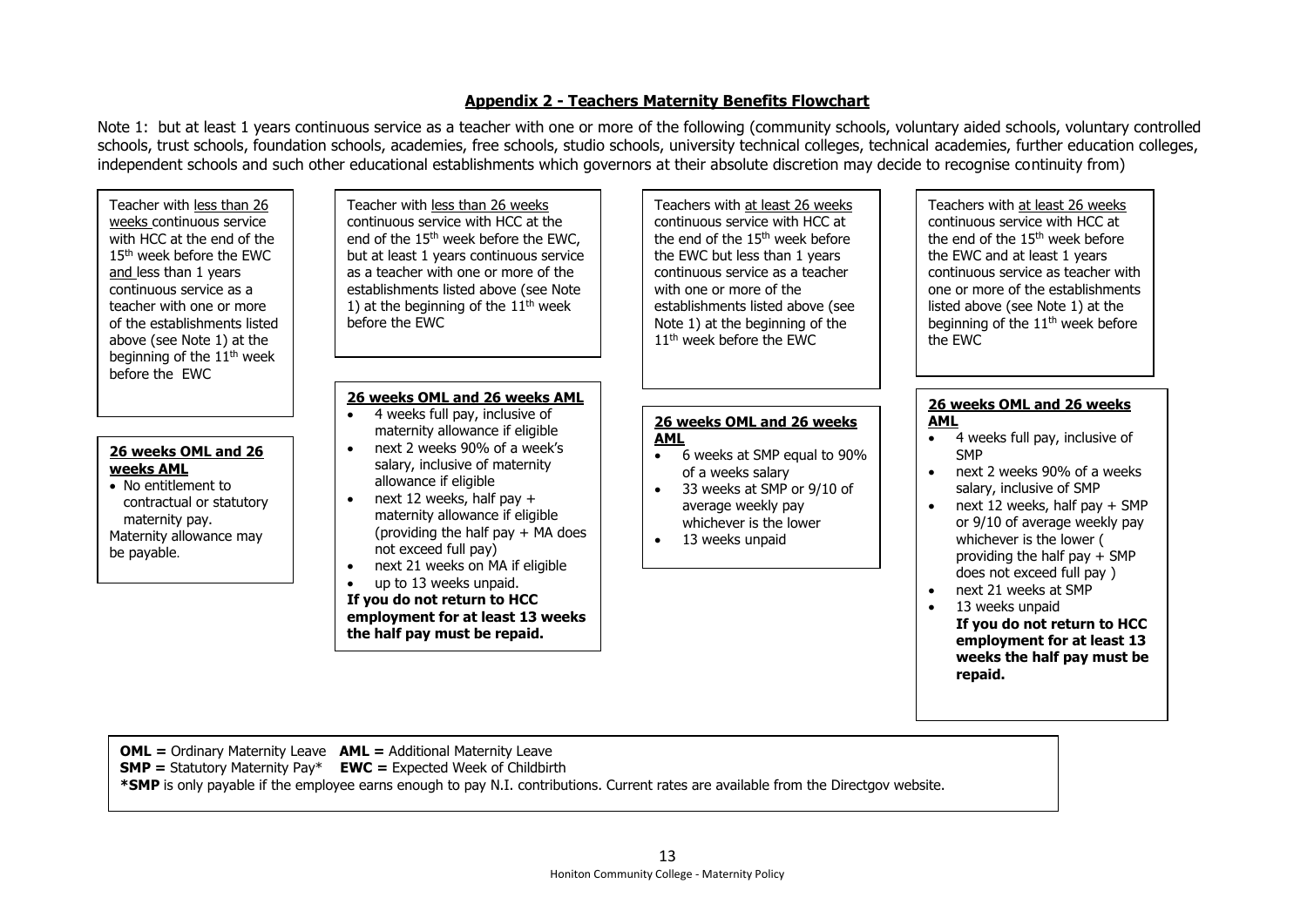## Appendix 2 - Teachers Maternity Benefits Flowchart

Note 1: but at least 1 years continuous service as a teacher with one or more of the following (community schools, voluntary aided schools, voluntary controlled schools, trust schools, foundation schools, academies, free schools, studio schools, university technical colleges, technical academies, further education colleges, independent schools and such other educational establishments which governors at their absolute discretion may decide to recognise continuity from)

---

Teacher with less than 26 weeks continuous service with HCC at the end of the 15th week before the EWC and less than 1 years continuous service as a teacher with one or more of the establishments listed above (see Note 1) at the beginning of the 11th week before the EWC

**26 weeks OML and 26 weeks AML**

- No entitlement to contractual or statutory maternity pay.

Maternity allowance may be payable.

---

Teacher with less than 26 weeks continuous service with HCC at the end of the 15th week before the EWC, but at least 1 years continuous service as a teacher with one or more of the establishments listed above (see Note 1) at the beginning of the 11th week before the EWC

**26 weeks OML and 26 weeks AML**

- 4 weeks full pay, inclusive of maternity allowance if eligible
- next 2 weeks 90% of a week's salary, inclusive of maternity allowance if eligible
- next 12 weeks, half pay + maternity allowance if eligible (providing the half pay + MA does not exceed full pay)
- next 21 weeks on MA if eligible
- up to 13 weeks unpaid.

**If you do not return to HCC employment for at least 13 weeks the half pay must be repaid.**

---

Teachers with at least 26 weeks continuous service with HCC at the end of the 15th week before the EWC but less than 1 years continuous service as a teacher with one or more of the establishments listed above (see Note 1) at the beginning of the 11th week before the EWC

**26 weeks OML and 26 weeks AML**

- 6 weeks at SMP equal to 90% of a weeks salary
- 33 weeks at SMP or 9/10 of average weekly pay whichever is the lower
- 13 weeks unpaid

---

Teachers with at least 26 weeks continuous service with HCC at the end of the 15th week before the EWC and at least 1 years continuous service as teacher with one or more of the establishments listed above (see Note 1) at the beginning of the 11th week before the EWC

**26 weeks OML and 26 weeks AML**

- 4 weeks full pay, inclusive of SMP
- next 2 weeks 90% of a weeks salary, inclusive of SMP
- next 12 weeks, half pay + SMP or 9/10 of average weekly pay whichever is the lower ( providing the half pay + SMP does not exceed full pay )
- next 21 weeks at SMP
- 13 weeks unpaid

**If you do not return to HCC employment for at least 13 weeks the half pay must be repaid.**

---

**OML =** Ordinary Maternity Leave **AML =** Additional Maternity Leave
**SMP =** Statutory Maternity Pay* **EWC =** Expected Week of Childbirth
***SMP** is only payable if the employee earns enough to pay N.I. contributions. Current rates are available from the Directgov website.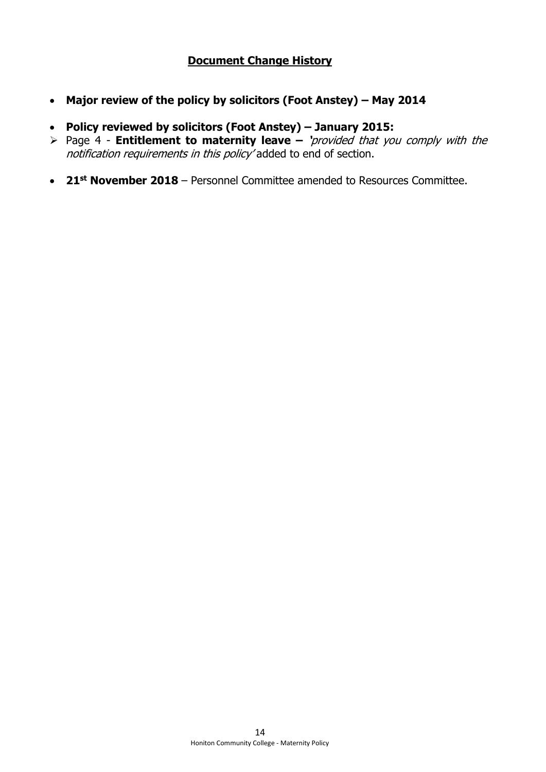## Document Change History

- **Major review of the policy by solicitors (Foot Anstey) – May 2014**

- **Policy reviewed by solicitors (Foot Anstey) – January 2015:**
  - Page 4 - **Entitlement to maternity leave –** *'provided that you comply with the notification requirements in this policy'* added to end of section.

- **21st November 2018** – Personnel Committee amended to Resources Committee.